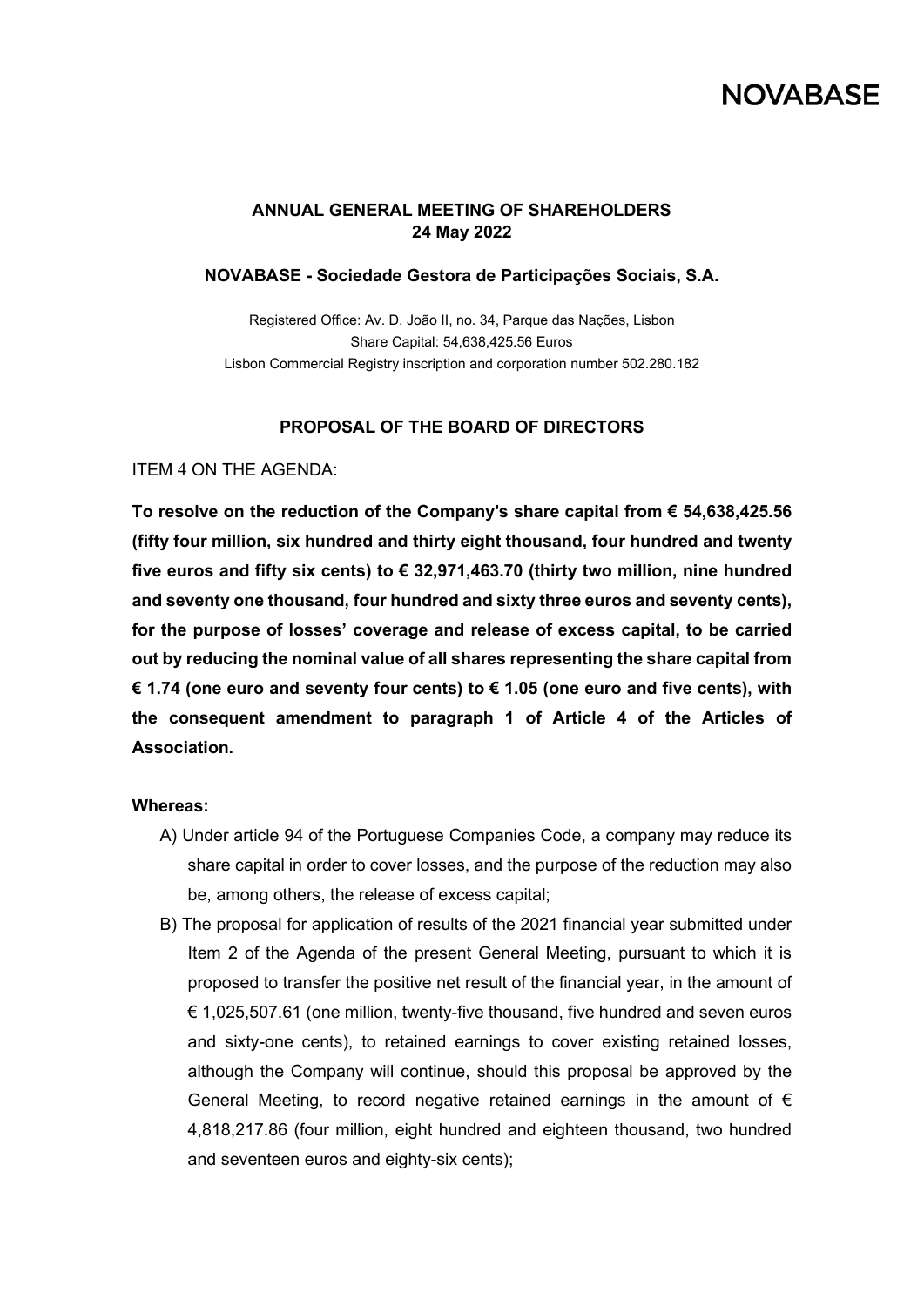NOVABASE

**ANNUAL GENERAL MEETING OF SHAREHOLDERS**
**24 May 2022**

**NOVABASE - Sociedade Gestora de Participações Sociais, S.A.**

Registered Office: Av. D. João II, no. 34, Parque das Nações, Lisbon
Share Capital: 54,638,425.56 Euros
Lisbon Commercial Registry inscription and corporation number 502.280.182

**PROPOSAL OF THE BOARD OF DIRECTORS**

ITEM 4 ON THE AGENDA:

**To resolve on the reduction of the Company's share capital from € 54,638,425.56 (fifty four million, six hundred and thirty eight thousand, four hundred and twenty five euros and fifty six cents) to € 32,971,463.70 (thirty two million, nine hundred and seventy one thousand, four hundred and sixty three euros and seventy cents), for the purpose of losses' coverage and release of excess capital, to be carried out by reducing the nominal value of all shares representing the share capital from € 1.74 (one euro and seventy four cents) to € 1.05 (one euro and five cents), with the consequent amendment to paragraph 1 of Article 4 of the Articles of Association.**

**Whereas:**

A) Under article 94 of the Portuguese Companies Code, a company may reduce its share capital in order to cover losses, and the purpose of the reduction may also be, among others, the release of excess capital;

B) The proposal for application of results of the 2021 financial year submitted under Item 2 of the Agenda of the present General Meeting, pursuant to which it is proposed to transfer the positive net result of the financial year, in the amount of € 1,025,507.61 (one million, twenty-five thousand, five hundred and seven euros and sixty-one cents), to retained earnings to cover existing retained losses, although the Company will continue, should this proposal be approved by the General Meeting, to record negative retained earnings in the amount of € 4,818,217.86 (four million, eight hundred and eighteen thousand, two hundred and seventeen euros and eighty-six cents);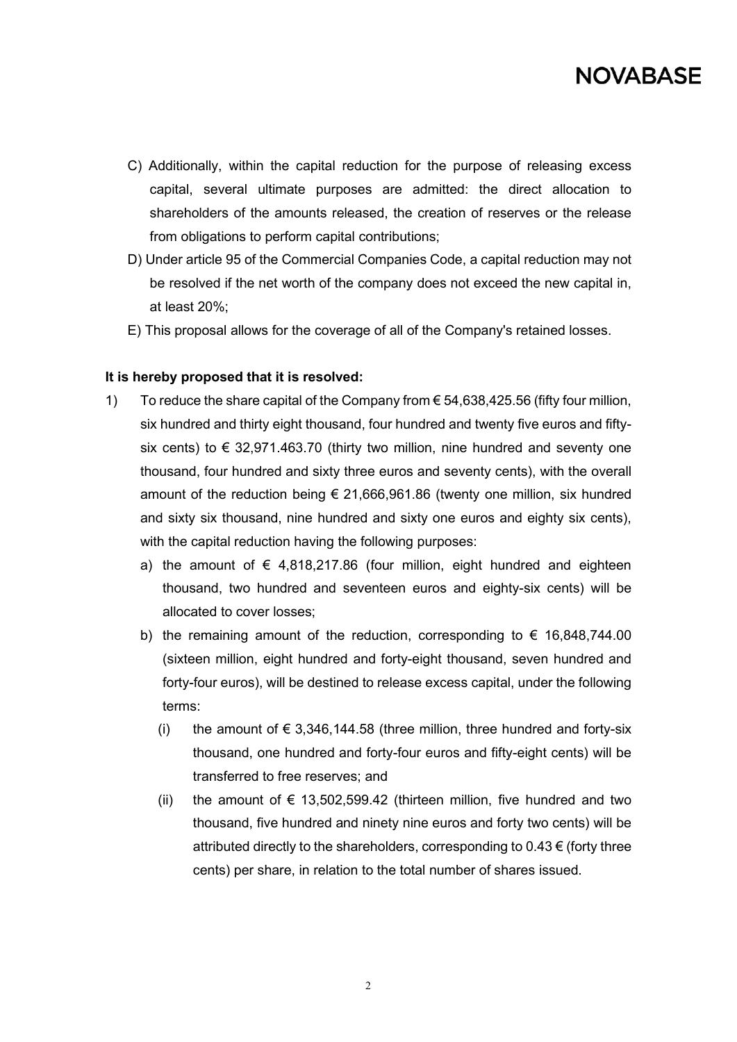C) Additionally, within the capital reduction for the purpose of releasing excess capital, several ultimate purposes are admitted: the direct allocation to shareholders of the amounts released, the creation of reserves or the release from obligations to perform capital contributions;

D) Under article 95 of the Commercial Companies Code, a capital reduction may not be resolved if the net worth of the company does not exceed the new capital in, at least 20%;

E) This proposal allows for the coverage of all of the Company's retained losses.

**It is hereby proposed that it is resolved:**

1) To reduce the share capital of the Company from € 54,638,425.56 (fifty four million, six hundred and thirty eight thousand, four hundred and twenty five euros and fifty-six cents) to € 32,971.463.70 (thirty two million, nine hundred and seventy one thousand, four hundred and sixty three euros and seventy cents), with the overall amount of the reduction being € 21,666,961.86 (twenty one million, six hundred and sixty six thousand, nine hundred and sixty one euros and eighty six cents), with the capital reduction having the following purposes:

   a) the amount of € 4,818,217.86 (four million, eight hundred and eighteen thousand, two hundred and seventeen euros and eighty-six cents) will be allocated to cover losses;

   b) the remaining amount of the reduction, corresponding to € 16,848,744.00 (sixteen million, eight hundred and forty-eight thousand, seven hundred and forty-four euros), will be destined to release excess capital, under the following terms:

      (i) the amount of € 3,346,144.58 (three million, three hundred and forty-six thousand, one hundred and forty-four euros and fifty-eight cents) will be transferred to free reserves; and

      (ii) the amount of € 13,502,599.42 (thirteen million, five hundred and two thousand, five hundred and ninety nine euros and forty two cents) will be attributed directly to the shareholders, corresponding to 0.43 € (forty three cents) per share, in relation to the total number of shares issued.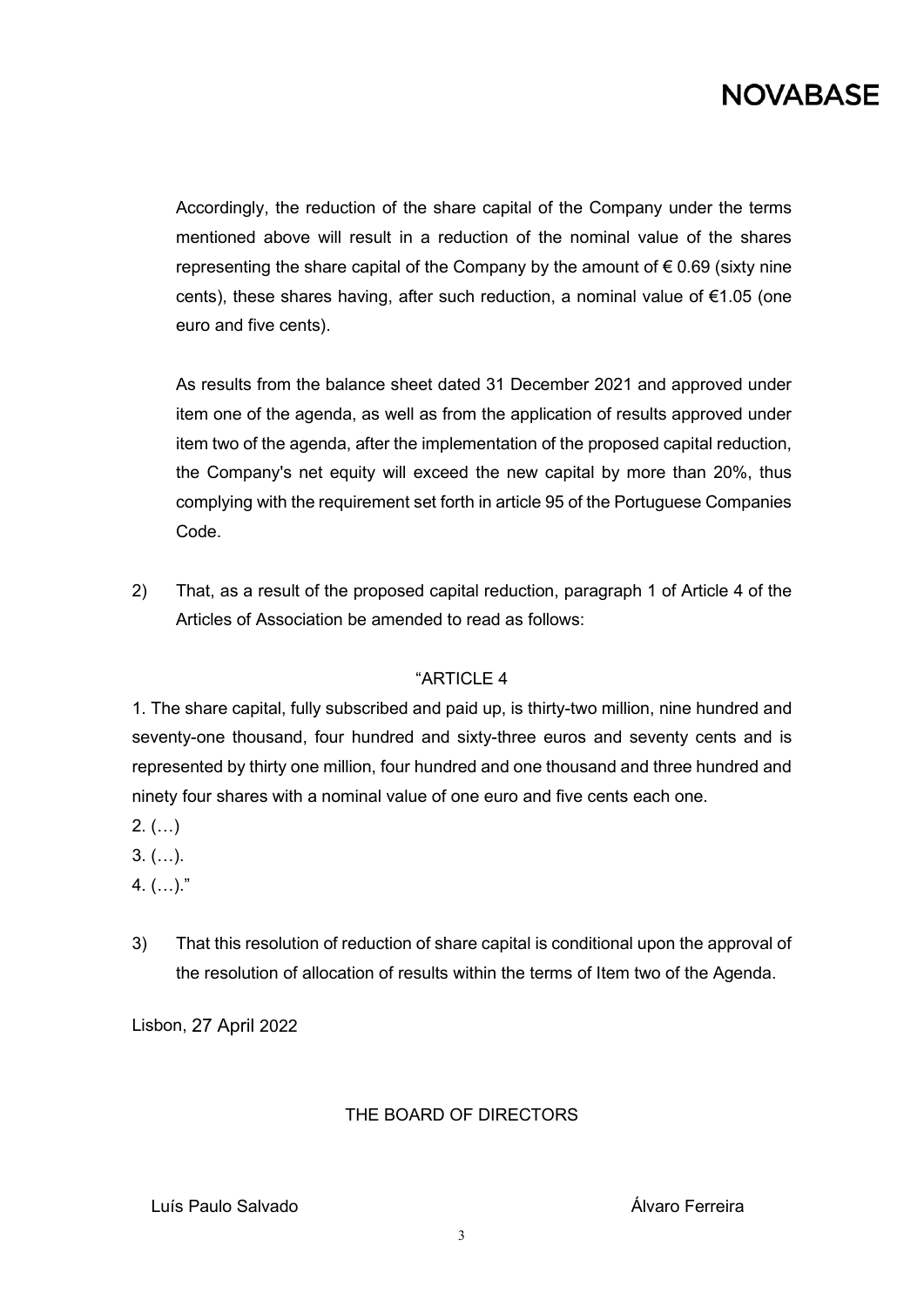Accordingly, the reduction of the share capital of the Company under the terms mentioned above will result in a reduction of the nominal value of the shares representing the share capital of the Company by the amount of € 0.69 (sixty nine cents), these shares having, after such reduction, a nominal value of €1.05 (one euro and five cents).

As results from the balance sheet dated 31 December 2021 and approved under item one of the agenda, as well as from the application of results approved under item two of the agenda, after the implementation of the proposed capital reduction, the Company's net equity will exceed the new capital by more than 20%, thus complying with the requirement set forth in article 95 of the Portuguese Companies Code.

2) That, as a result of the proposed capital reduction, paragraph 1 of Article 4 of the Articles of Association be amended to read as follows:

"ARTICLE 4

1. The share capital, fully subscribed and paid up, is thirty-two million, nine hundred and seventy-one thousand, four hundred and sixty-three euros and seventy cents and is represented by thirty one million, four hundred and one thousand and three hundred and ninety four shares with a nominal value of one euro and five cents each one.

2. (…)

3. (…).

4. (…)."

3) That this resolution of reduction of share capital is conditional upon the approval of the resolution of allocation of results within the terms of Item two of the Agenda.

Lisbon, 27 April 2022

THE BOARD OF DIRECTORS

Luís Paulo Salvado

Álvaro Ferreira